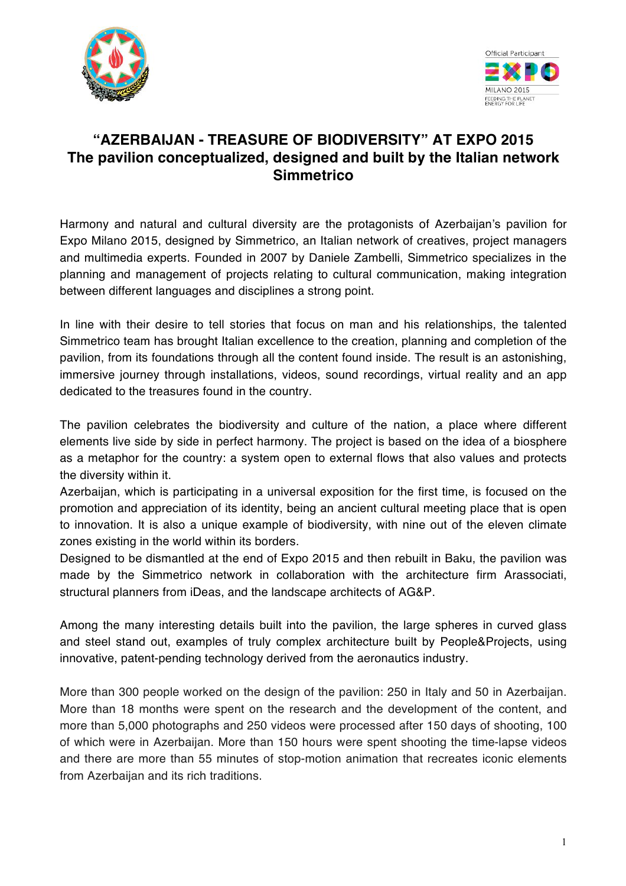# "AZERBAIJAN - TREASURE OF BIODIVERSITY" AT EXPO 2015
## The pavilion conceptualized, designed and built by the Italian network Simmetrico

Harmony and natural and cultural diversity are the protagonists of Azerbaijan's pavilion for Expo Milano 2015, designed by Simmetrico, an Italian network of creatives, project managers and multimedia experts. Founded in 2007 by Daniele Zambelli, Simmetrico specializes in the planning and management of projects relating to cultural communication, making integration between different languages and disciplines a strong point.

In line with their desire to tell stories that focus on man and his relationships, the talented Simmetrico team has brought Italian excellence to the creation, planning and completion of the pavilion, from its foundations through all the content found inside. The result is an astonishing, immersive journey through installations, videos, sound recordings, virtual reality and an app dedicated to the treasures found in the country.

The pavilion celebrates the biodiversity and culture of the nation, a place where different elements live side by side in perfect harmony. The project is based on the idea of a biosphere as a metaphor for the country: a system open to external flows that also values and protects the diversity within it.

Azerbaijan, which is participating in a universal exposition for the first time, is focused on the promotion and appreciation of its identity, being an ancient cultural meeting place that is open to innovation. It is also a unique example of biodiversity, with nine out of the eleven climate zones existing in the world within its borders.

Designed to be dismantled at the end of Expo 2015 and then rebuilt in Baku, the pavilion was made by the Simmetrico network in collaboration with the architecture firm Arassociati, structural planners from iDeas, and the landscape architects of AG&P.

Among the many interesting details built into the pavilion, the large spheres in curved glass and steel stand out, examples of truly complex architecture built by People&Projects, using innovative, patent-pending technology derived from the aeronautics industry.

More than 300 people worked on the design of the pavilion: 250 in Italy and 50 in Azerbaijan. More than 18 months were spent on the research and the development of the content, and more than 5,000 photographs and 250 videos were processed after 150 days of shooting, 100 of which were in Azerbaijan. More than 150 hours were spent shooting the time-lapse videos and there are more than 55 minutes of stop-motion animation that recreates iconic elements from Azerbaijan and its rich traditions.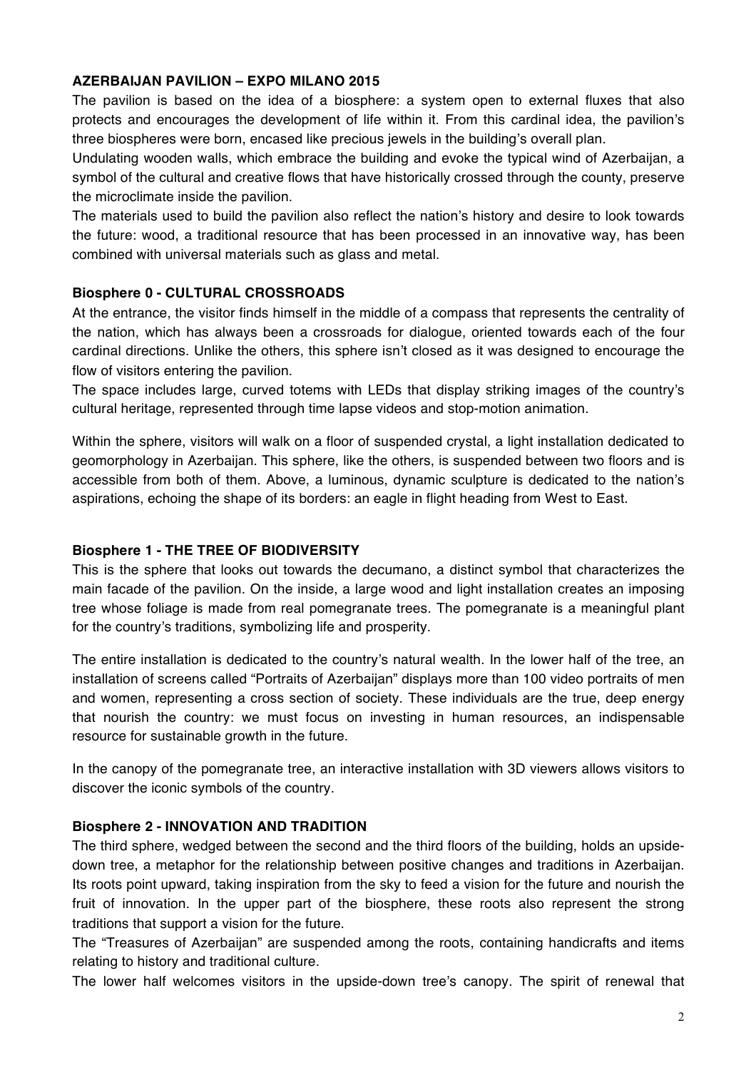**AZERBAIJAN PAVILION – EXPO MILANO 2015**

The pavilion is based on the idea of a biosphere: a system open to external fluxes that also protects and encourages the development of life within it. From this cardinal idea, the pavilion's three biospheres were born, encased like precious jewels in the building's overall plan.

Undulating wooden walls, which embrace the building and evoke the typical wind of Azerbaijan, a symbol of the cultural and creative flows that have historically crossed through the county, preserve the microclimate inside the pavilion.

The materials used to build the pavilion also reflect the nation's history and desire to look towards the future: wood, a traditional resource that has been processed in an innovative way, has been combined with universal materials such as glass and metal.

**Biosphere 0 - CULTURAL CROSSROADS**

At the entrance, the visitor finds himself in the middle of a compass that represents the centrality of the nation, which has always been a crossroads for dialogue, oriented towards each of the four cardinal directions. Unlike the others, this sphere isn't closed as it was designed to encourage the flow of visitors entering the pavilion.

The space includes large, curved totems with LEDs that display striking images of the country's cultural heritage, represented through time lapse videos and stop-motion animation.

Within the sphere, visitors will walk on a floor of suspended crystal, a light installation dedicated to geomorphology in Azerbaijan. This sphere, like the others, is suspended between two floors and is accessible from both of them. Above, a luminous, dynamic sculpture is dedicated to the nation's aspirations, echoing the shape of its borders: an eagle in flight heading from West to East.

**Biosphere 1 - THE TREE OF BIODIVERSITY**

This is the sphere that looks out towards the decumano, a distinct symbol that characterizes the main facade of the pavilion. On the inside, a large wood and light installation creates an imposing tree whose foliage is made from real pomegranate trees. The pomegranate is a meaningful plant for the country's traditions, symbolizing life and prosperity.

The entire installation is dedicated to the country's natural wealth. In the lower half of the tree, an installation of screens called "Portraits of Azerbaijan" displays more than 100 video portraits of men and women, representing a cross section of society. These individuals are the true, deep energy that nourish the country: we must focus on investing in human resources, an indispensable resource for sustainable growth in the future.

In the canopy of the pomegranate tree, an interactive installation with 3D viewers allows visitors to discover the iconic symbols of the country.

**Biosphere 2 - INNOVATION AND TRADITION**

The third sphere, wedged between the second and the third floors of the building, holds an upside-down tree, a metaphor for the relationship between positive changes and traditions in Azerbaijan. Its roots point upward, taking inspiration from the sky to feed a vision for the future and nourish the fruit of innovation. In the upper part of the biosphere, these roots also represent the strong traditions that support a vision for the future.

The "Treasures of Azerbaijan" are suspended among the roots, containing handicrafts and items relating to history and traditional culture.

The lower half welcomes visitors in the upside-down tree's canopy. The spirit of renewal that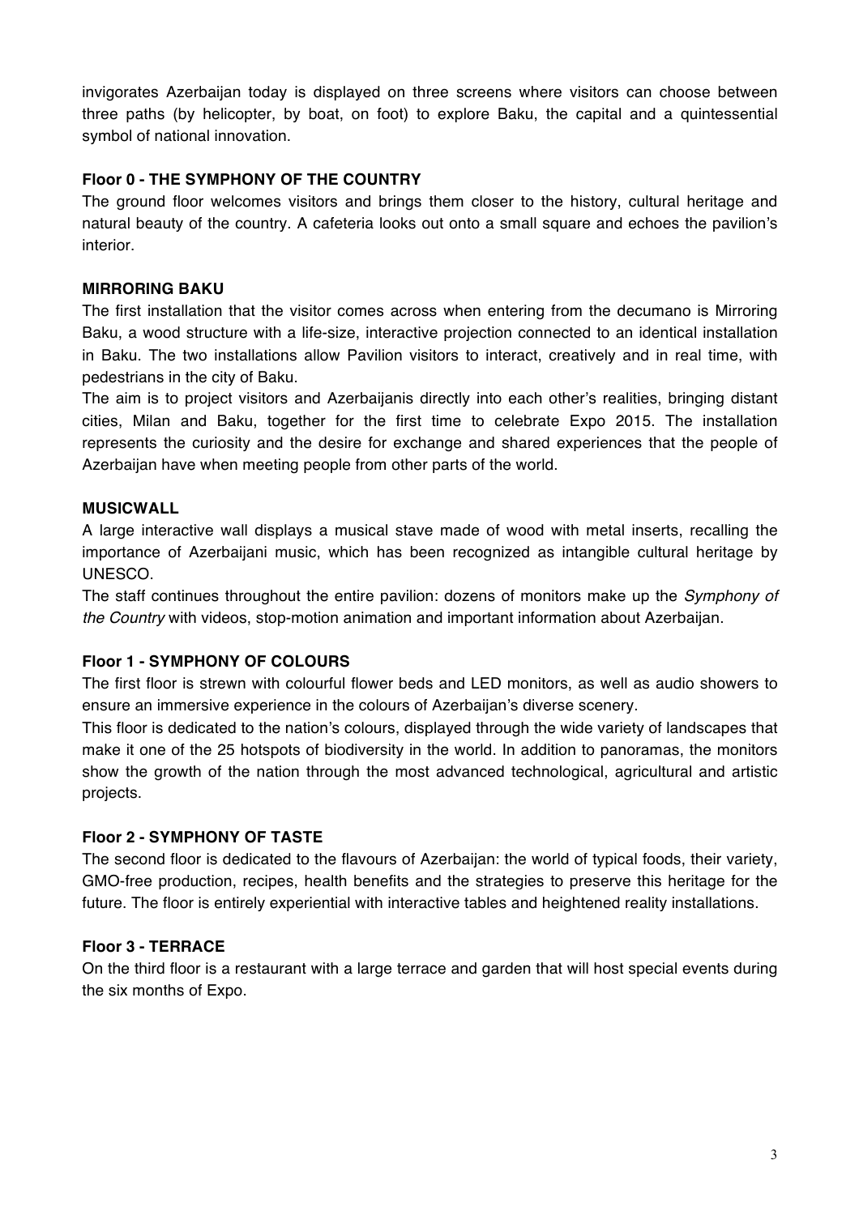invigorates Azerbaijan today is displayed on three screens where visitors can choose between three paths (by helicopter, by boat, on foot) to explore Baku, the capital and a quintessential symbol of national innovation.

**Floor 0 - THE SYMPHONY OF THE COUNTRY**

The ground floor welcomes visitors and brings them closer to the history, cultural heritage and natural beauty of the country. A cafeteria looks out onto a small square and echoes the pavilion's interior.

**MIRRORING BAKU**

The first installation that the visitor comes across when entering from the decumano is Mirroring Baku, a wood structure with a life-size, interactive projection connected to an identical installation in Baku. The two installations allow Pavilion visitors to interact, creatively and in real time, with pedestrians in the city of Baku.

The aim is to project visitors and Azerbaijanis directly into each other's realities, bringing distant cities, Milan and Baku, together for the first time to celebrate Expo 2015. The installation represents the curiosity and the desire for exchange and shared experiences that the people of Azerbaijan have when meeting people from other parts of the world.

**MUSICWALL**

A large interactive wall displays a musical stave made of wood with metal inserts, recalling the importance of Azerbaijani music, which has been recognized as intangible cultural heritage by UNESCO.

The staff continues throughout the entire pavilion: dozens of monitors make up the *Symphony of the Country* with videos, stop-motion animation and important information about Azerbaijan.

**Floor 1 - SYMPHONY OF COLOURS**

The first floor is strewn with colourful flower beds and LED monitors, as well as audio showers to ensure an immersive experience in the colours of Azerbaijan's diverse scenery.

This floor is dedicated to the nation's colours, displayed through the wide variety of landscapes that make it one of the 25 hotspots of biodiversity in the world. In addition to panoramas, the monitors show the growth of the nation through the most advanced technological, agricultural and artistic projects.

**Floor 2 - SYMPHONY OF TASTE**

The second floor is dedicated to the flavours of Azerbaijan: the world of typical foods, their variety, GMO-free production, recipes, health benefits and the strategies to preserve this heritage for the future. The floor is entirely experiential with interactive tables and heightened reality installations.

**Floor 3 - TERRACE**

On the third floor is a restaurant with a large terrace and garden that will host special events during the six months of Expo.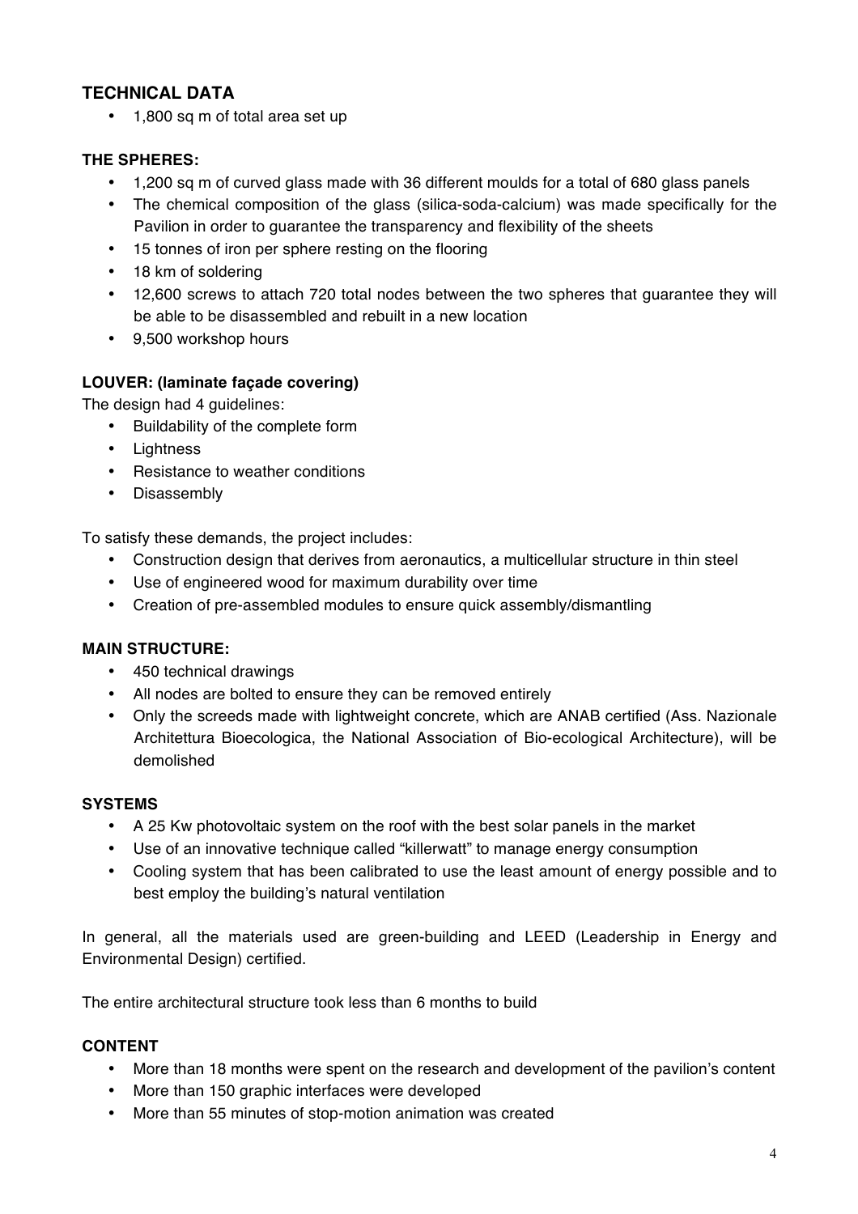## TECHNICAL DATA

- 1,800 sq m of total area set up

### THE SPHERES:

- 1,200 sq m of curved glass made with 36 different moulds for a total of 680 glass panels
- The chemical composition of the glass (silica-soda-calcium) was made specifically for the Pavilion in order to guarantee the transparency and flexibility of the sheets
- 15 tonnes of iron per sphere resting on the flooring
- 18 km of soldering
- 12,600 screws to attach 720 total nodes between the two spheres that guarantee they will be able to be disassembled and rebuilt in a new location
- 9,500 workshop hours

### LOUVER: (laminate façade covering)

The design had 4 guidelines:

- Buildability of the complete form
- Lightness
- Resistance to weather conditions
- Disassembly

To satisfy these demands, the project includes:

- Construction design that derives from aeronautics, a multicellular structure in thin steel
- Use of engineered wood for maximum durability over time
- Creation of pre-assembled modules to ensure quick assembly/dismantling

### MAIN STRUCTURE:

- 450 technical drawings
- All nodes are bolted to ensure they can be removed entirely
- Only the screeds made with lightweight concrete, which are ANAB certified (Ass. Nazionale Architettura Bioecologica, the National Association of Bio-ecological Architecture), will be demolished

### SYSTEMS

- A 25 Kw photovoltaic system on the roof with the best solar panels in the market
- Use of an innovative technique called "killerwatt" to manage energy consumption
- Cooling system that has been calibrated to use the least amount of energy possible and to best employ the building's natural ventilation

In general, all the materials used are green-building and LEED (Leadership in Energy and Environmental Design) certified.

The entire architectural structure took less than 6 months to build

### CONTENT

- More than 18 months were spent on the research and development of the pavilion's content
- More than 150 graphic interfaces were developed
- More than 55 minutes of stop-motion animation was created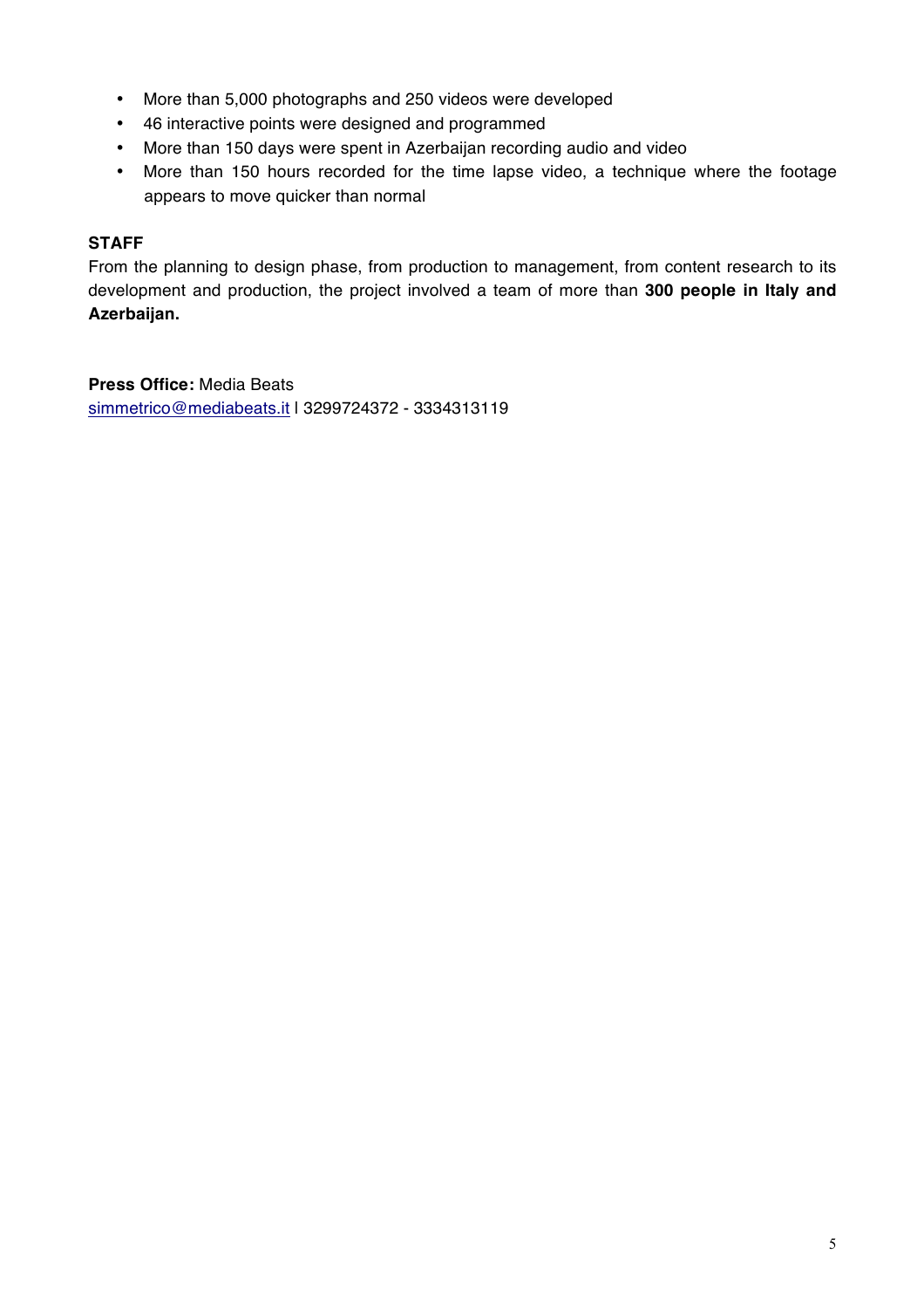- More than 5,000 photographs and 250 videos were developed
- 46 interactive points were designed and programmed
- More than 150 days were spent in Azerbaijan recording audio and video
- More than 150 hours recorded for the time lapse video, a technique where the footage appears to move quicker than normal

**STAFF**

From the planning to design phase, from production to management, from content research to its development and production, the project involved a team of more than **300 people in Italy and Azerbaijan.**

**Press Office:** Media Beats
simmetrico@mediabeats.it | 3299724372 - 3334313119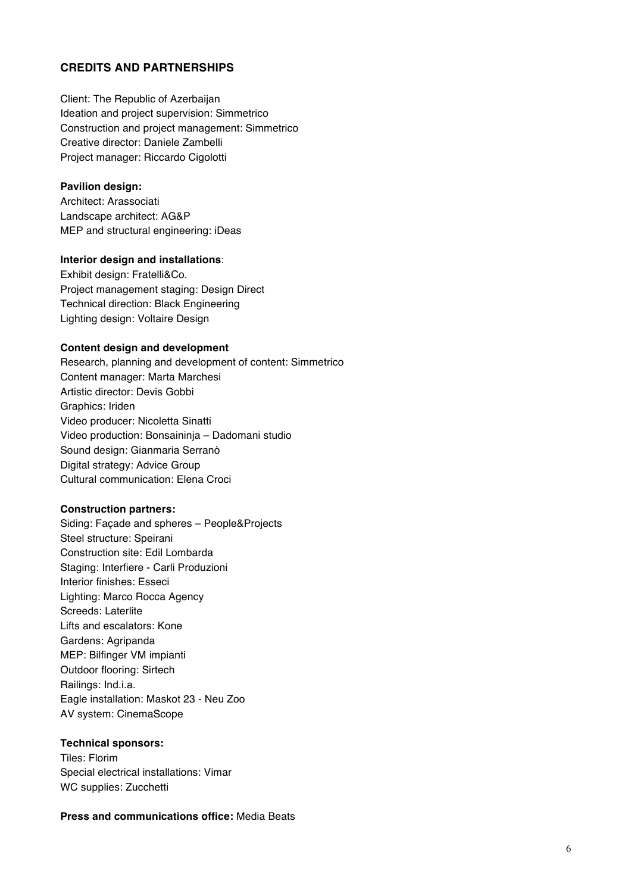## CREDITS AND PARTNERSHIPS

Client: The Republic of Azerbaijan
Ideation and project supervision: Simmetrico
Construction and project management: Simmetrico
Creative director: Daniele Zambelli
Project manager: Riccardo Cigolotti

**Pavilion design:**
Architect: Arassociati
Landscape architect: AG&P
MEP and structural engineering: iDeas

**Interior design and installations**:
Exhibit design: Fratelli&Co.
Project management staging: Design Direct
Technical direction: Black Engineering
Lighting design: Voltaire Design

**Content design and development**
Research, planning and development of content: Simmetrico
Content manager: Marta Marchesi
Artistic director: Devis Gobbi
Graphics: Iriden
Video producer: Nicoletta Sinatti
Video production: Bonsaininja – Dadomani studio
Sound design: Gianmaria Serranò
Digital strategy: Advice Group
Cultural communication: Elena Croci

**Construction partners:**
Siding: Façade and spheres – People&Projects
Steel structure: Speirani
Construction site: Edil Lombarda
Staging: Interfiere - Carli Produzioni
Interior finishes: Esseci
Lighting: Marco Rocca Agency
Screeds: Laterlite
Lifts and escalators: Kone
Gardens: Agripanda
MEP: Bilfinger VM impianti
Outdoor flooring: Sirtech
Railings: Ind.i.a.
Eagle installation: Maskot 23 - Neu Zoo
AV system: CinemaScope

**Technical sponsors:**
Tiles: Florim
Special electrical installations: Vimar
WC supplies: Zucchetti

**Press and communications office:** Media Beats